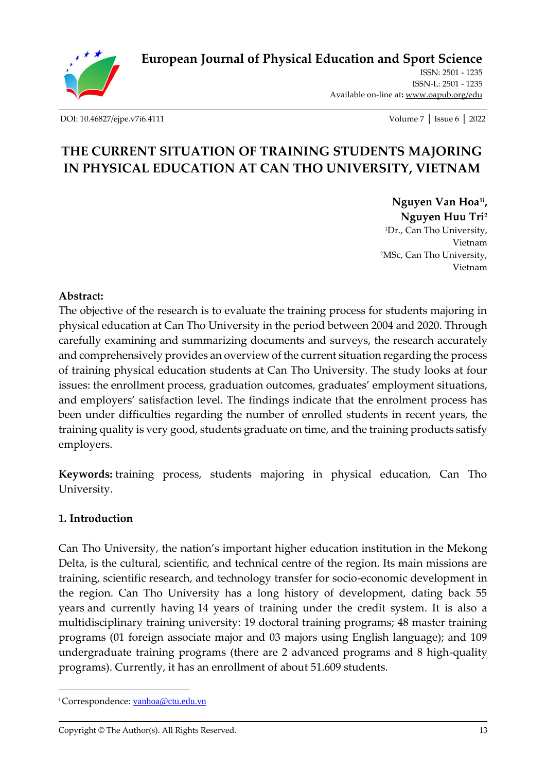European Journal of Physical Education and Sport Science

ISSN: 2501 - 1235
ISSN-L: 2501 - 1235
Available on-line at: www.oapub.org/edu

DOI: 10.46827/ejpe.v7i6.4111

# THE CURRENT SITUATION OF TRAINING STUDENTS MAJORING IN PHYSICAL EDUCATION AT CAN THO UNIVERSITY, VIETNAM

**Nguyen Van Hoa[1i], Nguyen Huu Tri[2]**

[1]Dr., Can Tho University, Vietnam
[2]MSc, Can Tho University, Vietnam

**Abstract:**

The objective of the research is to evaluate the training process for students majoring in physical education at Can Tho University in the period between 2004 and 2020. Through carefully examining and summarizing documents and surveys, the research accurately and comprehensively provides an overview of the current situation regarding the process of training physical education students at Can Tho University. The study looks at four issues: the enrollment process, graduation outcomes, graduates' employment situations, and employers' satisfaction level. The findings indicate that the enrolment process has been under difficulties regarding the number of enrolled students in recent years, the training quality is very good, students graduate on time, and the training products satisfy employers.

**Keywords:** training process, students majoring in physical education, Can Tho University.

## 1. Introduction

Can Tho University, the nation's important higher education institution in the Mekong Delta, is the cultural, scientific, and technical centre of the region. Its main missions are training, scientific research, and technology transfer for socio-economic development in the region. Can Tho University has a long history of development, dating back 55 years and currently having 14 years of training under the credit system. It is also a multidisciplinary training university: 19 doctoral training programs; 48 master training programs (01 foreign associate major and 03 majors using English language); and 109 undergraduate training programs (there are 2 advanced programs and 8 high-quality programs). Currently, it has an enrollment of about 51.609 students.

---

[i] Correspondence: vanhoa@ctu.edu.vn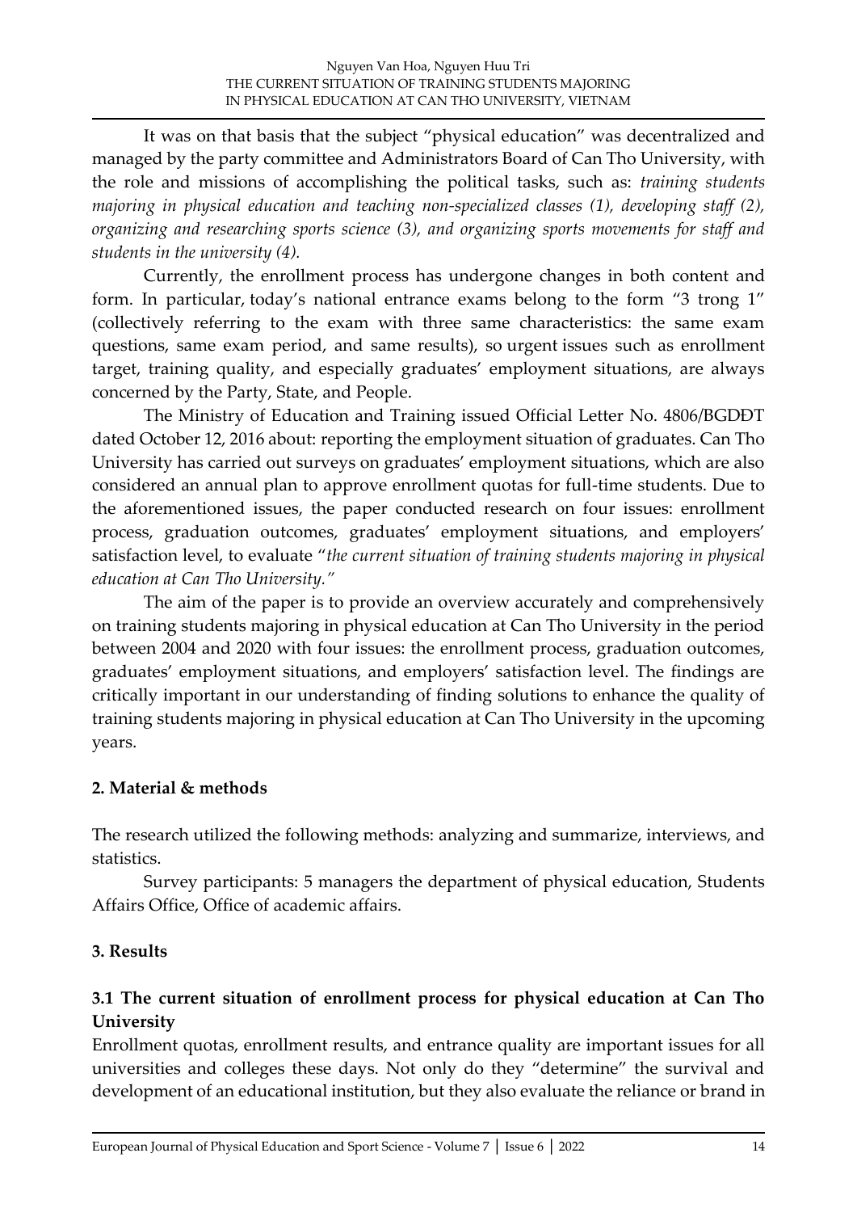It was on that basis that the subject "physical education" was decentralized and managed by the party committee and Administrators Board of Can Tho University, with the role and missions of accomplishing the political tasks, such as: *training students majoring in physical education and teaching non-specialized classes (1), developing staff (2), organizing and researching sports science (3), and organizing sports movements for staff and students in the university (4).*

Currently, the enrollment process has undergone changes in both content and form. In particular, today's national entrance exams belong to the form "3 trong 1" (collectively referring to the exam with three same characteristics: the same exam questions, same exam period, and same results), so urgent issues such as enrollment target, training quality, and especially graduates' employment situations, are always concerned by the Party, State, and People.

The Ministry of Education and Training issued Official Letter No. 4806/BGDĐT dated October 12, 2016 about: reporting the employment situation of graduates. Can Tho University has carried out surveys on graduates' employment situations, which are also considered an annual plan to approve enrollment quotas for full-time students. Due to the aforementioned issues, the paper conducted research on four issues: enrollment process, graduation outcomes, graduates' employment situations, and employers' satisfaction level, to evaluate "*the current situation of training students majoring in physical education at Can Tho University.*"

The aim of the paper is to provide an overview accurately and comprehensively on training students majoring in physical education at Can Tho University in the period between 2004 and 2020 with four issues: the enrollment process, graduation outcomes, graduates' employment situations, and employers' satisfaction level. The findings are critically important in our understanding of finding solutions to enhance the quality of training students majoring in physical education at Can Tho University in the upcoming years.

## 2. Material & methods

The research utilized the following methods: analyzing and summarize, interviews, and statistics.

Survey participants: 5 managers the department of physical education, Students Affairs Office, Office of academic affairs.

## 3. Results

### 3.1 The current situation of enrollment process for physical education at Can Tho University

Enrollment quotas, enrollment results, and entrance quality are important issues for all universities and colleges these days. Not only do they "determine" the survival and development of an educational institution, but they also evaluate the reliance or brand in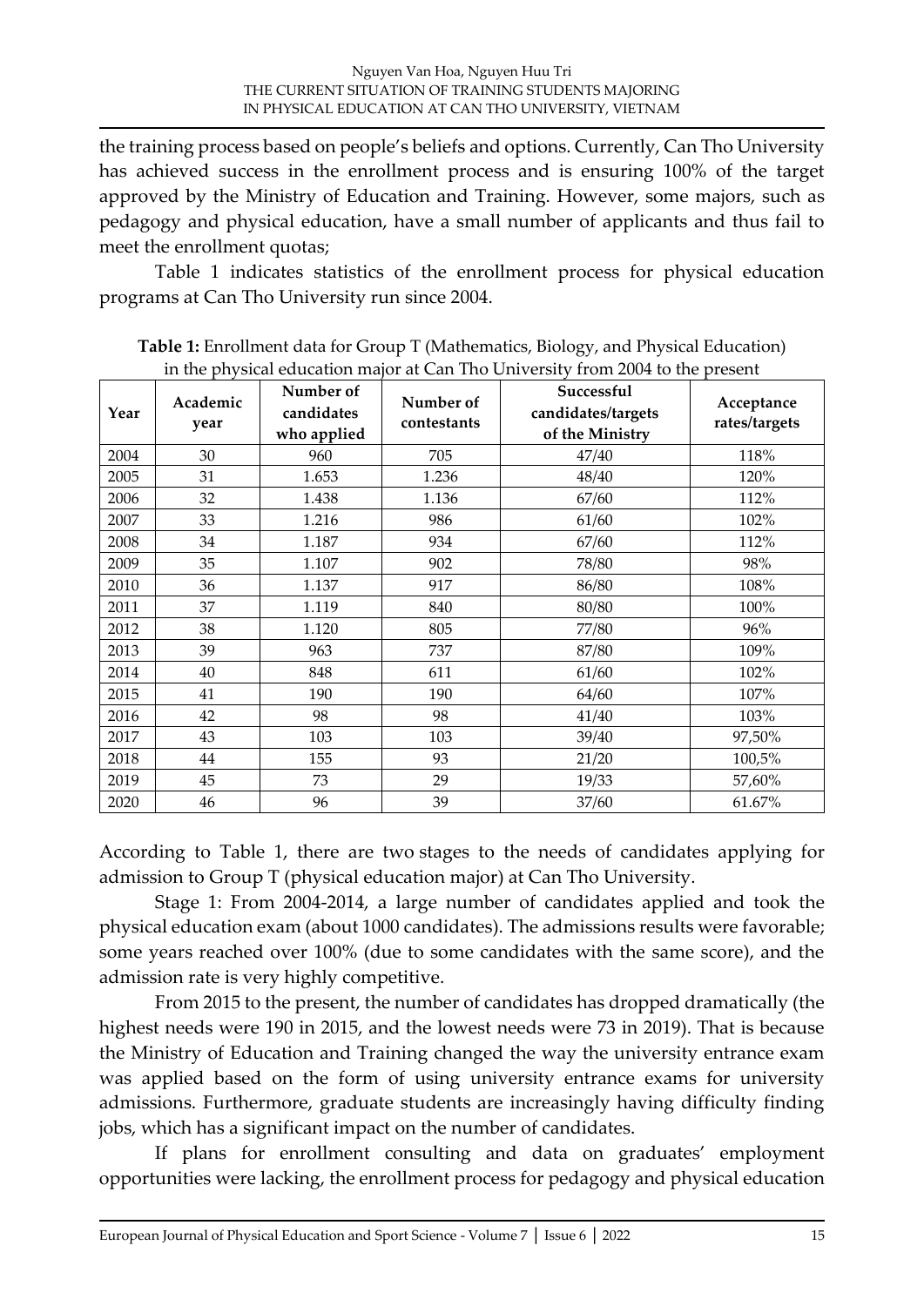the training process based on people's beliefs and options. Currently, Can Tho University has achieved success in the enrollment process and is ensuring 100% of the target approved by the Ministry of Education and Training. However, some majors, such as pedagogy and physical education, have a small number of applicants and thus fail to meet the enrollment quotas;

Table 1 indicates statistics of the enrollment process for physical education programs at Can Tho University run since 2004.

**Table 1:** Enrollment data for Group T (Mathematics, Biology, and Physical Education) in the physical education major at Can Tho University from 2004 to the present

| Year | Academic year | Number of candidates who applied | Number of contestants | Successful candidates/targets of the Ministry | Acceptance rates/targets |
|---|---|---|---|---|---|
| 2004 | 30 | 960 | 705 | 47/40 | 118% |
| 2005 | 31 | 1.653 | 1.236 | 48/40 | 120% |
| 2006 | 32 | 1.438 | 1.136 | 67/60 | 112% |
| 2007 | 33 | 1.216 | 986 | 61/60 | 102% |
| 2008 | 34 | 1.187 | 934 | 67/60 | 112% |
| 2009 | 35 | 1.107 | 902 | 78/80 | 98% |
| 2010 | 36 | 1.137 | 917 | 86/80 | 108% |
| 2011 | 37 | 1.119 | 840 | 80/80 | 100% |
| 2012 | 38 | 1.120 | 805 | 77/80 | 96% |
| 2013 | 39 | 963 | 737 | 87/80 | 109% |
| 2014 | 40 | 848 | 611 | 61/60 | 102% |
| 2015 | 41 | 190 | 190 | 64/60 | 107% |
| 2016 | 42 | 98 | 98 | 41/40 | 103% |
| 2017 | 43 | 103 | 103 | 39/40 | 97,50% |
| 2018 | 44 | 155 | 93 | 21/20 | 100,5% |
| 2019 | 45 | 73 | 29 | 19/33 | 57,60% |
| 2020 | 46 | 96 | 39 | 37/60 | 61.67% |

According to Table 1, there are two stages to the needs of candidates applying for admission to Group T (physical education major) at Can Tho University.

Stage 1: From 2004-2014, a large number of candidates applied and took the physical education exam (about 1000 candidates). The admissions results were favorable; some years reached over 100% (due to some candidates with the same score), and the admission rate is very highly competitive.

From 2015 to the present, the number of candidates has dropped dramatically (the highest needs were 190 in 2015, and the lowest needs were 73 in 2019). That is because the Ministry of Education and Training changed the way the university entrance exam was applied based on the form of using university entrance exams for university admissions. Furthermore, graduate students are increasingly having difficulty finding jobs, which has a significant impact on the number of candidates.

If plans for enrollment consulting and data on graduates' employment opportunities were lacking, the enrollment process for pedagogy and physical education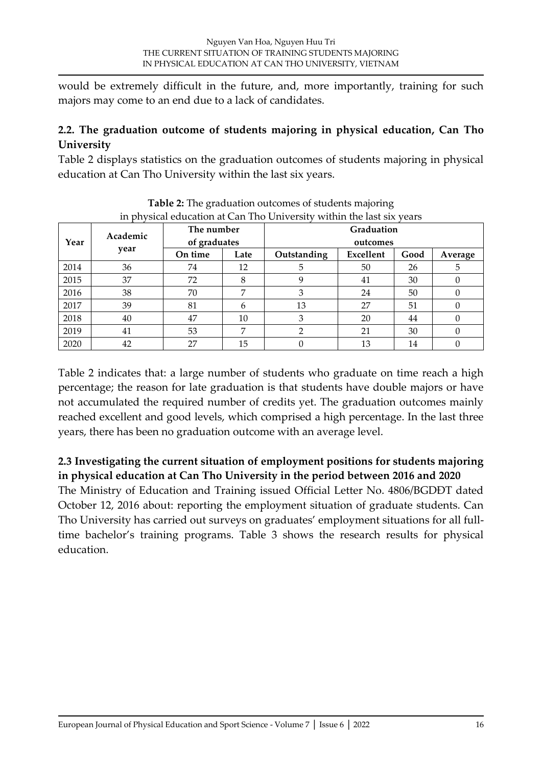would be extremely difficult in the future, and, more importantly, training for such majors may come to an end due to a lack of candidates.

### 2.2. The graduation outcome of students majoring in physical education, Can Tho University

Table 2 displays statistics on the graduation outcomes of students majoring in physical education at Can Tho University within the last six years.

**Table 2:** The graduation outcomes of students majoring in physical education at Can Tho University within the last six years

| Year | Academic year | The number of graduates | | Graduation outcomes | | | |
|---|---|---|---|---|---|---|---|
| | | On time | Late | Outstanding | Excellent | Good | Average |
| 2014 | 36 | 74 | 12 | 5 | 50 | 26 | 5 |
| 2015 | 37 | 72 | 8 | 9 | 41 | 30 | 0 |
| 2016 | 38 | 70 | 7 | 3 | 24 | 50 | 0 |
| 2017 | 39 | 81 | 6 | 13 | 27 | 51 | 0 |
| 2018 | 40 | 47 | 10 | 3 | 20 | 44 | 0 |
| 2019 | 41 | 53 | 7 | 2 | 21 | 30 | 0 |
| 2020 | 42 | 27 | 15 | 0 | 13 | 14 | 0 |

Table 2 indicates that: a large number of students who graduate on time reach a high percentage; the reason for late graduation is that students have double majors or have not accumulated the required number of credits yet. The graduation outcomes mainly reached excellent and good levels, which comprised a high percentage. In the last three years, there has been no graduation outcome with an average level.

### 2.3 Investigating the current situation of employment positions for students majoring in physical education at Can Tho University in the period between 2016 and 2020

The Ministry of Education and Training issued Official Letter No. 4806/BGDĐT dated October 12, 2016 about: reporting the employment situation of graduate students. Can Tho University has carried out surveys on graduates' employment situations for all full-time bachelor's training programs. Table 3 shows the research results for physical education.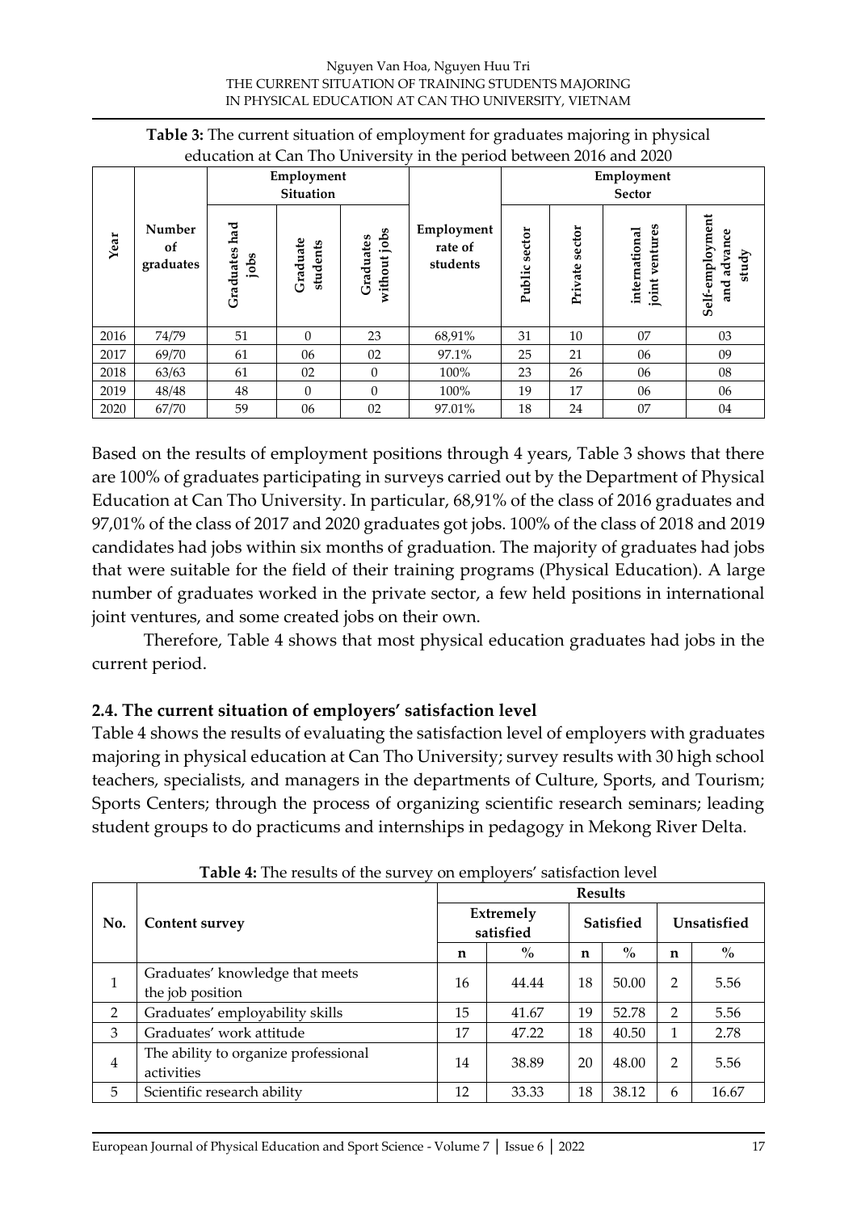**Table 3:** The current situation of employment for graduates majoring in physical education at Can Tho University in the period between 2016 and 2020

| Year | Number of graduates | Employment Situation | | | Employment rate of students | Employment Sector | | | |
|---|---|---|---|---|---|---|---|---|---|
| | | Graduates had jobs | Graduate students | Graduates without jobs | | Public sector | Private sector | international joint ventures | Self-employment and advance study |
| 2016 | 74/79 | 51 | 0 | 23 | 68,91% | 31 | 10 | 07 | 03 |
| 2017 | 69/70 | 61 | 06 | 02 | 97.1% | 25 | 21 | 06 | 09 |
| 2018 | 63/63 | 61 | 02 | 0 | 100% | 23 | 26 | 06 | 08 |
| 2019 | 48/48 | 48 | 0 | 0 | 100% | 19 | 17 | 06 | 06 |
| 2020 | 67/70 | 59 | 06 | 02 | 97.01% | 18 | 24 | 07 | 04 |

Based on the results of employment positions through 4 years, Table 3 shows that there are 100% of graduates participating in surveys carried out by the Department of Physical Education at Can Tho University. In particular, 68,91% of the class of 2016 graduates and 97,01% of the class of 2017 and 2020 graduates got jobs. 100% of the class of 2018 and 2019 candidates had jobs within six months of graduation. The majority of graduates had jobs that were suitable for the field of their training programs (Physical Education). A large number of graduates worked in the private sector, a few held positions in international joint ventures, and some created jobs on their own.

Therefore, Table 4 shows that most physical education graduates had jobs in the current period.

### 2.4. The current situation of employers' satisfaction level

Table 4 shows the results of evaluating the satisfaction level of employers with graduates majoring in physical education at Can Tho University; survey results with 30 high school teachers, specialists, and managers in the departments of Culture, Sports, and Tourism; Sports Centers; through the process of organizing scientific research seminars; leading student groups to do practicums and internships in pedagogy in Mekong River Delta.

**Table 4:** The results of the survey on employers' satisfaction level

| No. | Content survey | Results | | | | | |
|---|---|---|---|---|---|---|---|
| | | Extremely satisfied | | Satisfied | | Unsatisfied | |
| | | n | % | n | % | n | % |
| 1 | Graduates' knowledge that meets the job position | 16 | 44.44 | 18 | 50.00 | 2 | 5.56 |
| 2 | Graduates' employability skills | 15 | 41.67 | 19 | 52.78 | 2 | 5.56 |
| 3 | Graduates' work attitude | 17 | 47.22 | 18 | 40.50 | 1 | 2.78 |
| 4 | The ability to organize professional activities | 14 | 38.89 | 20 | 48.00 | 2 | 5.56 |
| 5 | Scientific research ability | 12 | 33.33 | 18 | 38.12 | 6 | 16.67 |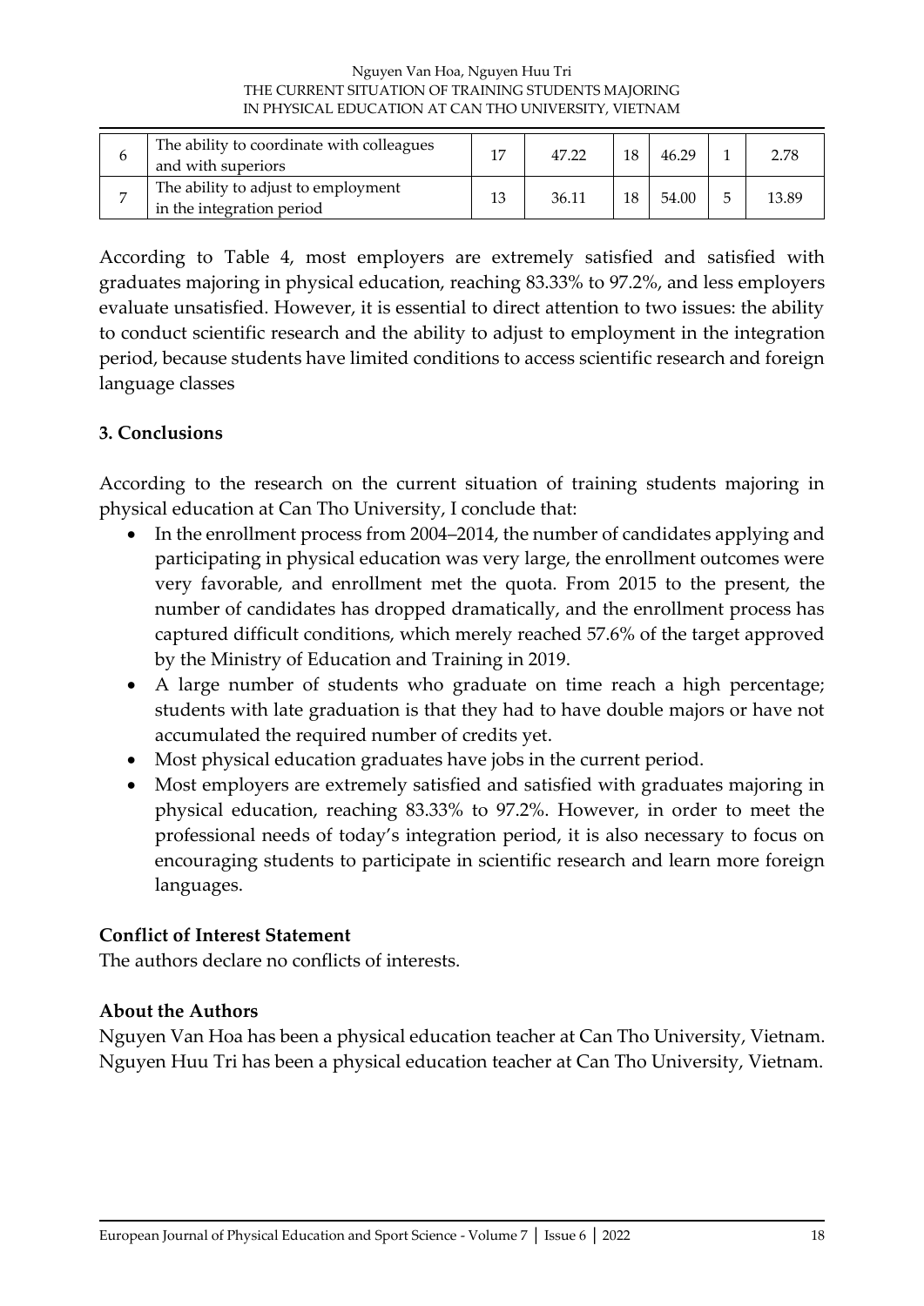| 6 | The ability to coordinate with colleagues and with superiors | 17 | 47.22 | 18 | 46.29 | 1 | 2.78 |
|---|---|---|---|---|---|---|---|
| 7 | The ability to adjust to employment in the integration period | 13 | 36.11 | 18 | 54.00 | 5 | 13.89 |

According to Table 4, most employers are extremely satisfied and satisfied with graduates majoring in physical education, reaching 83.33% to 97.2%, and less employers evaluate unsatisfied. However, it is essential to direct attention to two issues: the ability to conduct scientific research and the ability to adjust to employment in the integration period, because students have limited conditions to access scientific research and foreign language classes

## 3. Conclusions

According to the research on the current situation of training students majoring in physical education at Can Tho University, I conclude that:

- In the enrollment process from 2004–2014, the number of candidates applying and participating in physical education was very large, the enrollment outcomes were very favorable, and enrollment met the quota. From 2015 to the present, the number of candidates has dropped dramatically, and the enrollment process has captured difficult conditions, which merely reached 57.6% of the target approved by the Ministry of Education and Training in 2019.
- A large number of students who graduate on time reach a high percentage; students with late graduation is that they had to have double majors or have not accumulated the required number of credits yet.
- Most physical education graduates have jobs in the current period.
- Most employers are extremely satisfied and satisfied with graduates majoring in physical education, reaching 83.33% to 97.2%. However, in order to meet the professional needs of today's integration period, it is also necessary to focus on encouraging students to participate in scientific research and learn more foreign languages.

### Conflict of Interest Statement

The authors declare no conflicts of interests.

### About the Authors

Nguyen Van Hoa has been a physical education teacher at Can Tho University, Vietnam.
Nguyen Huu Tri has been a physical education teacher at Can Tho University, Vietnam.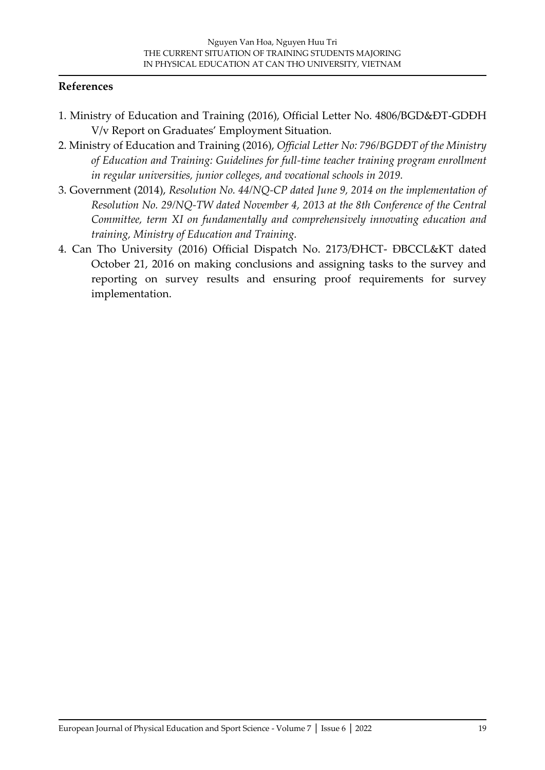## References

1. Ministry of Education and Training (2016), Official Letter No. 4806/BGD&ĐT-GDĐH V/v Report on Graduates' Employment Situation.
2. Ministry of Education and Training (2016), *Official Letter No: 796/BGDĐT of the Ministry of Education and Training: Guidelines for full-time teacher training program enrollment in regular universities, junior colleges, and vocational schools in 2019.*
3. Government (2014), *Resolution No. 44/NQ-CP dated June 9, 2014 on the implementation of Resolution No. 29/NQ-TW dated November 4, 2013 at the 8th Conference of the Central Committee, term XI on fundamentally and comprehensively innovating education and training, Ministry of Education and Training.*
4. Can Tho University (2016) Official Dispatch No. 2173/ĐHCT- ĐBCCL&KT dated October 21, 2016 on making conclusions and assigning tasks to the survey and reporting on survey results and ensuring proof requirements for survey implementation.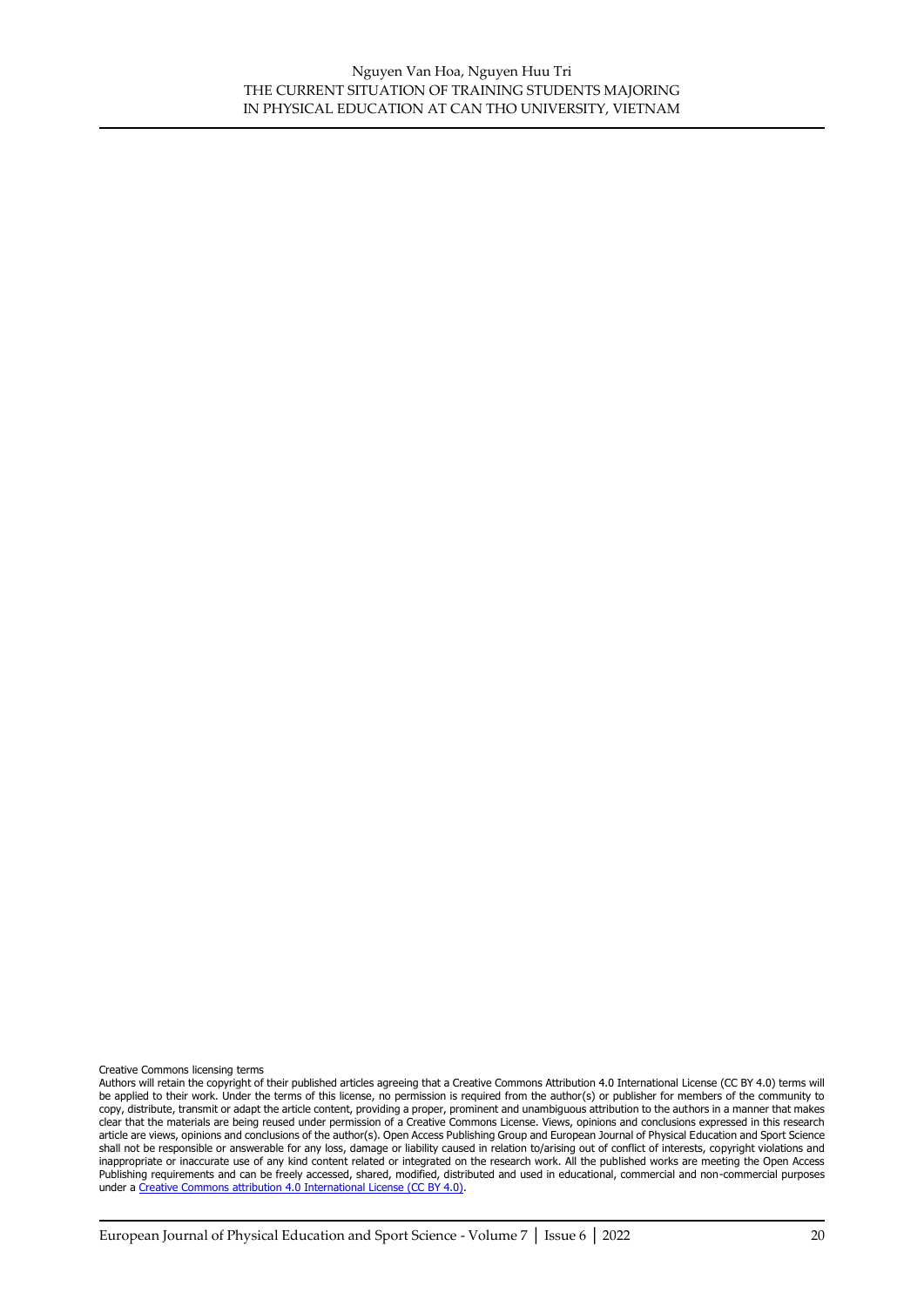Creative Commons licensing terms

Authors will retain the copyright of their published articles agreeing that a Creative Commons Attribution 4.0 International License (CC BY 4.0) terms will be applied to their work. Under the terms of this license, no permission is required from the author(s) or publisher for members of the community to copy, distribute, transmit or adapt the article content, providing a proper, prominent and unambiguous attribution to the authors in a manner that makes clear that the materials are being reused under permission of a Creative Commons License. Views, opinions and conclusions expressed in this research article are views, opinions and conclusions of the author(s). Open Access Publishing Group and European Journal of Physical Education and Sport Science shall not be responsible or answerable for any loss, damage or liability caused in relation to/arising out of conflict of interests, copyright violations and inappropriate or inaccurate use of any kind content related or integrated on the research work. All the published works are meeting the Open Access Publishing requirements and can be freely accessed, shared, modified, distributed and used in educational, commercial and non-commercial purposes under a Creative Commons attribution 4.0 International License (CC BY 4.0).